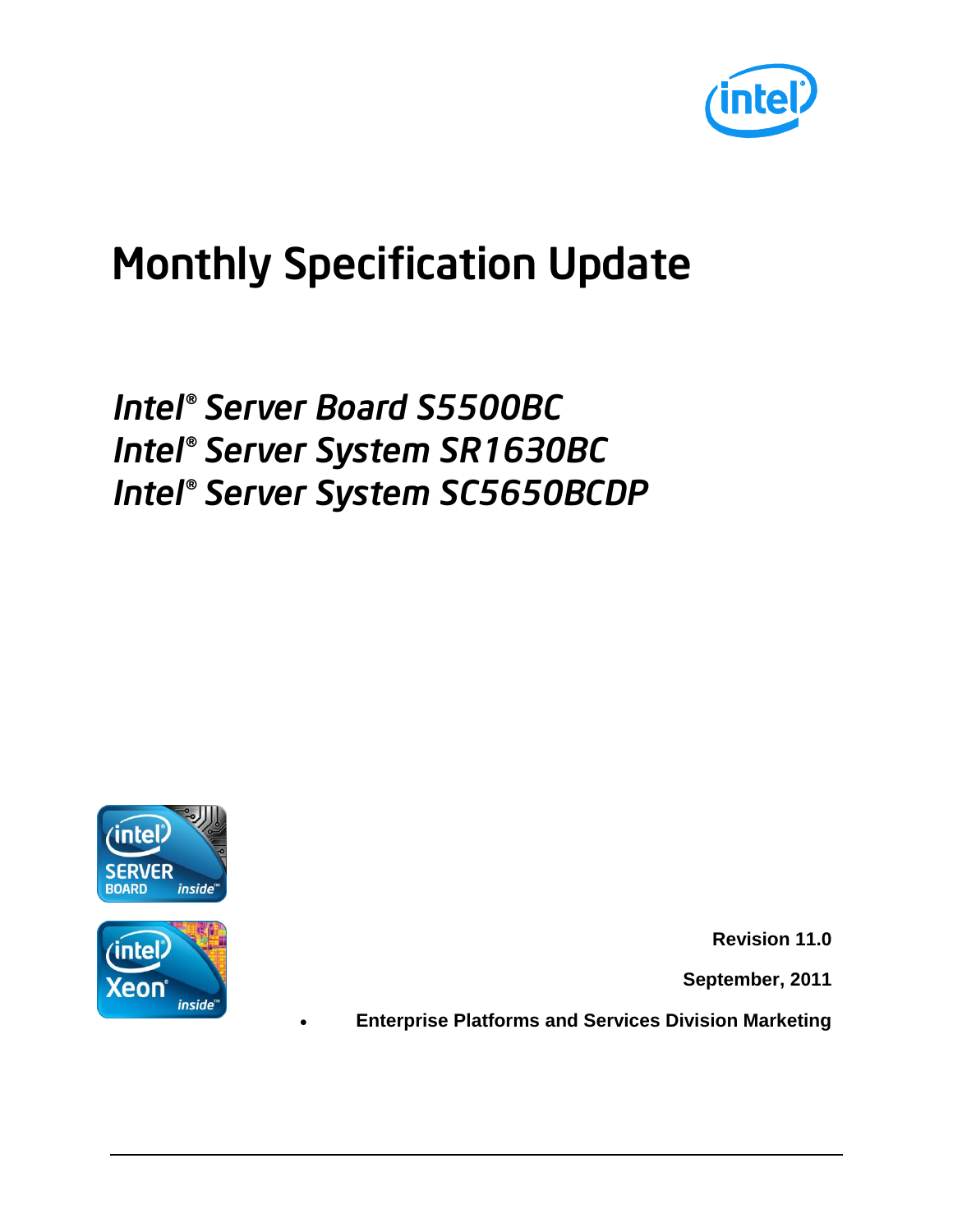# Monthly Specification Update

*Intel® Server Board S5500BC*
*Intel® Server System SR1630BC*
*Intel® Server System SC5650BCDP*

**Revision 11.0**

**September, 2011**

- **Enterprise Platforms and Services Division Marketing**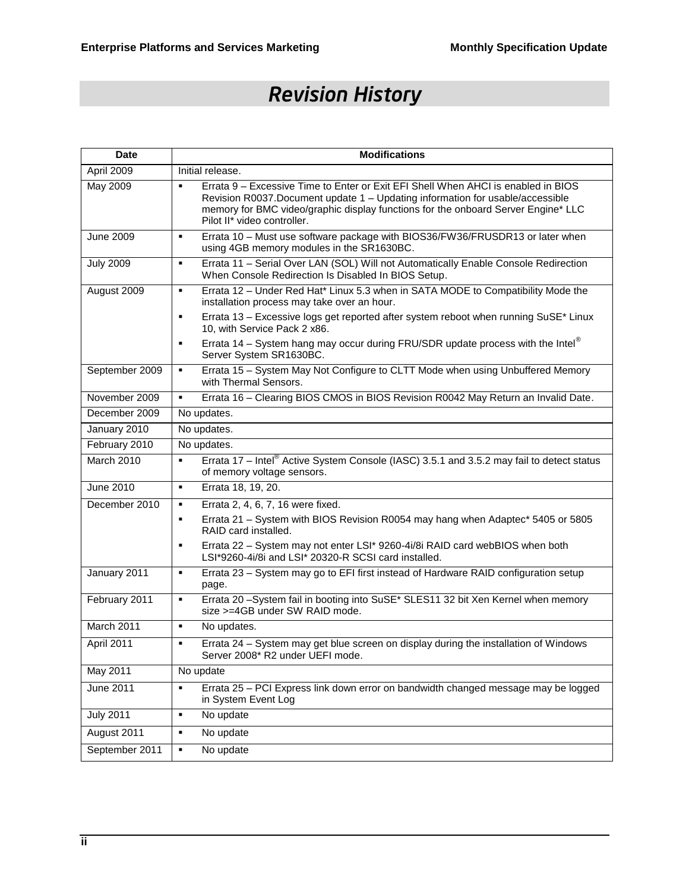# Revision History

| Date | Modifications |
|---|---|
| April 2009 | Initial release. |
| May 2009 | ▪ Errata 9 – Excessive Time to Enter or Exit EFI Shell When AHCI is enabled in BIOS Revision R0037.Document update 1 – Updating information for usable/accessible memory for BMC video/graphic display functions for the onboard Server Engine* LLC Pilot II* video controller. |
| June 2009 | ▪ Errata 10 – Must use software package with BIOS36/FW36/FRUSDR13 or later when using 4GB memory modules in the SR1630BC. |
| July 2009 | ▪ Errata 11 – Serial Over LAN (SOL) Will not Automatically Enable Console Redirection When Console Redirection Is Disabled In BIOS Setup. |
| August 2009 | ▪ Errata 12 – Under Red Hat* Linux 5.3 when in SATA MODE to Compatibility Mode the installation process may take over an hour.<br>▪ Errata 13 – Excessive logs get reported after system reboot when running SuSE* Linux 10, with Service Pack 2 x86.<br>▪ Errata 14 – System hang may occur during FRU/SDR update process with the Intel® Server System SR1630BC. |
| September 2009 | ▪ Errata 15 – System May Not Configure to CLTT Mode when using Unbuffered Memory with Thermal Sensors. |
| November 2009 | ▪ Errata 16 – Clearing BIOS CMOS in BIOS Revision R0042 May Return an Invalid Date. |
| December 2009 | No updates. |
| January 2010 | No updates. |
| February 2010 | No updates. |
| March 2010 | ▪ Errata 17 – Intel® Active System Console (IASC) 3.5.1 and 3.5.2 may fail to detect status of memory voltage sensors. |
| June 2010 | ▪ Errata 18, 19, 20. |
| December 2010 | ▪ Errata 2, 4, 6, 7, 16 were fixed.<br>▪ Errata 21 – System with BIOS Revision R0054 may hang when Adaptec* 5405 or 5805 RAID card installed.<br>▪ Errata 22 – System may not enter LSI* 9260-4i/8i RAID card webBIOS when both LSI*9260-4i/8i and LSI* 20320-R SCSI card installed. |
| January 2011 | ▪ Errata 23 – System may go to EFI first instead of Hardware RAID configuration setup page. |
| February 2011 | ▪ Errata 20 –System fail in booting into SuSE* SLES11 32 bit Xen Kernel when memory size >=4GB under SW RAID mode. |
| March 2011 | ▪ No updates. |
| April 2011 | ▪ Errata 24 – System may get blue screen on display during the installation of Windows Server 2008* R2 under UEFI mode. |
| May 2011 | No update |
| June 2011 | ▪ Errata 25 – PCI Express link down error on bandwidth changed message may be logged in System Event Log |
| July 2011 | ▪ No update |
| August 2011 | ▪ No update |
| September 2011 | ▪ No update |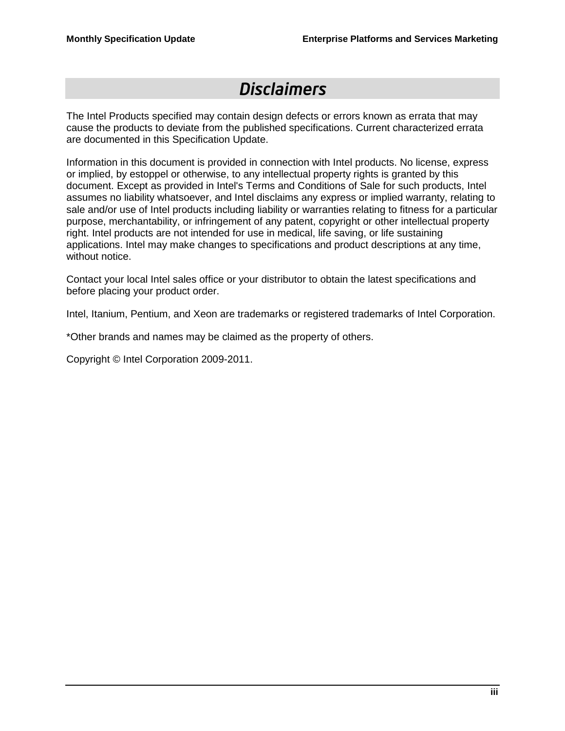# Disclaimers

The Intel Products specified may contain design defects or errors known as errata that may cause the products to deviate from the published specifications. Current characterized errata are documented in this Specification Update.

Information in this document is provided in connection with Intel products. No license, express or implied, by estoppel or otherwise, to any intellectual property rights is granted by this document. Except as provided in Intel's Terms and Conditions of Sale for such products, Intel assumes no liability whatsoever, and Intel disclaims any express or implied warranty, relating to sale and/or use of Intel products including liability or warranties relating to fitness for a particular purpose, merchantability, or infringement of any patent, copyright or other intellectual property right. Intel products are not intended for use in medical, life saving, or life sustaining applications. Intel may make changes to specifications and product descriptions at any time, without notice.

Contact your local Intel sales office or your distributor to obtain the latest specifications and before placing your product order.

Intel, Itanium, Pentium, and Xeon are trademarks or registered trademarks of Intel Corporation.

*Other brands and names may be claimed as the property of others.

Copyright © Intel Corporation 2009-2011.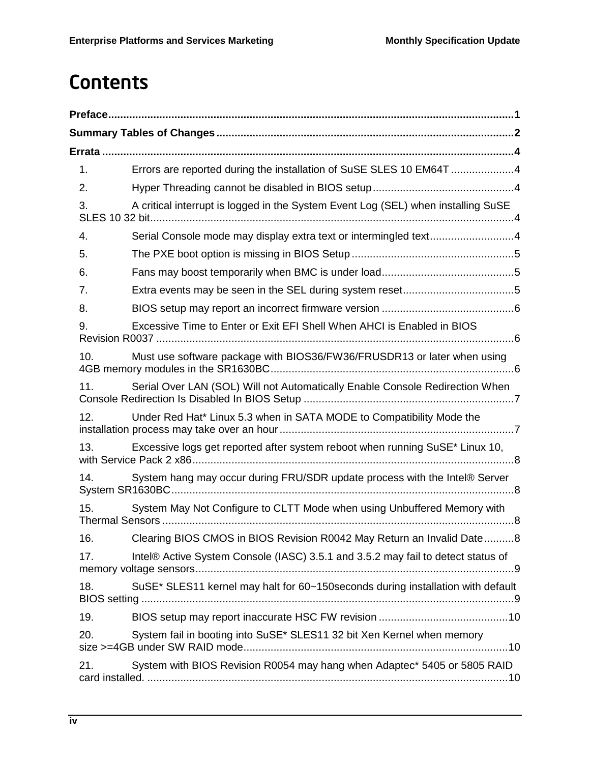# Contents

**Preface......................................................................................................................................1**

**Summary Tables of Changes...................................................................................................2**

**Errata ........................................................................................................................................4**

1. Errors are reported during the installation of SuSE SLES 10 EM64T .....................4
2. Hyper Threading cannot be disabled in BIOS setup...............................................4
3. A critical interrupt is logged in the System Event Log (SEL) when installing SuSE SLES 10 32 bit.........................................................................................................................4
4. Serial Console mode may display extra text or intermingled text............................4
5. The PXE boot option is missing in BIOS Setup......................................................5
6. Fans may boost temporarily when BMC is under load............................................5
7. Extra events may be seen in the SEL during system reset.....................................5
8. BIOS setup may report an incorrect firmware version ............................................6
9. Excessive Time to Enter or Exit EFI Shell When AHCI is Enabled in BIOS Revision R0037 .......................................................................................................................6
10. Must use software package with BIOS36/FW36/FRUSDR13 or later when using 4GB memory modules in the SR1630BC.................................................................................6
11. Serial Over LAN (SOL) Will not Automatically Enable Console Redirection When Console Redirection Is Disabled In BIOS Setup ......................................................................7
12. Under Red Hat* Linux 5.3 when in SATA MODE to Compatibility Mode the installation process may take over an hour..............................................................................7
13. Excessive logs get reported after system reboot when running SuSE* Linux 10, with Service Pack 2 x86...........................................................................................................8
14. System hang may occur during FRU/SDR update process with the Intel® Server System SR1630BC..................................................................................................................8
15. System May Not Configure to CLTT Mode when using Unbuffered Memory with Thermal Sensors .....................................................................................................................8
16. Clearing BIOS CMOS in BIOS Revision R0042 May Return an Invalid Date..........8
17. Intel® Active System Console (IASC) 3.5.1 and 3.5.2 may fail to detect status of memory voltage sensors..........................................................................................................9
18. SuSE* SLES11 kernel may halt for 60~150seconds during installation with default BIOS setting ............................................................................................................................9
19. BIOS setup may report inaccurate HSC FW revision ...........................................10
20. System fail in booting into SuSE* SLES11 32 bit Xen Kernel when memory size >=4GB under SW RAID mode........................................................................................10
21. System with BIOS Revision R0054 may hang when Adaptec* 5405 or 5805 RAID card installed. ........................................................................................................................10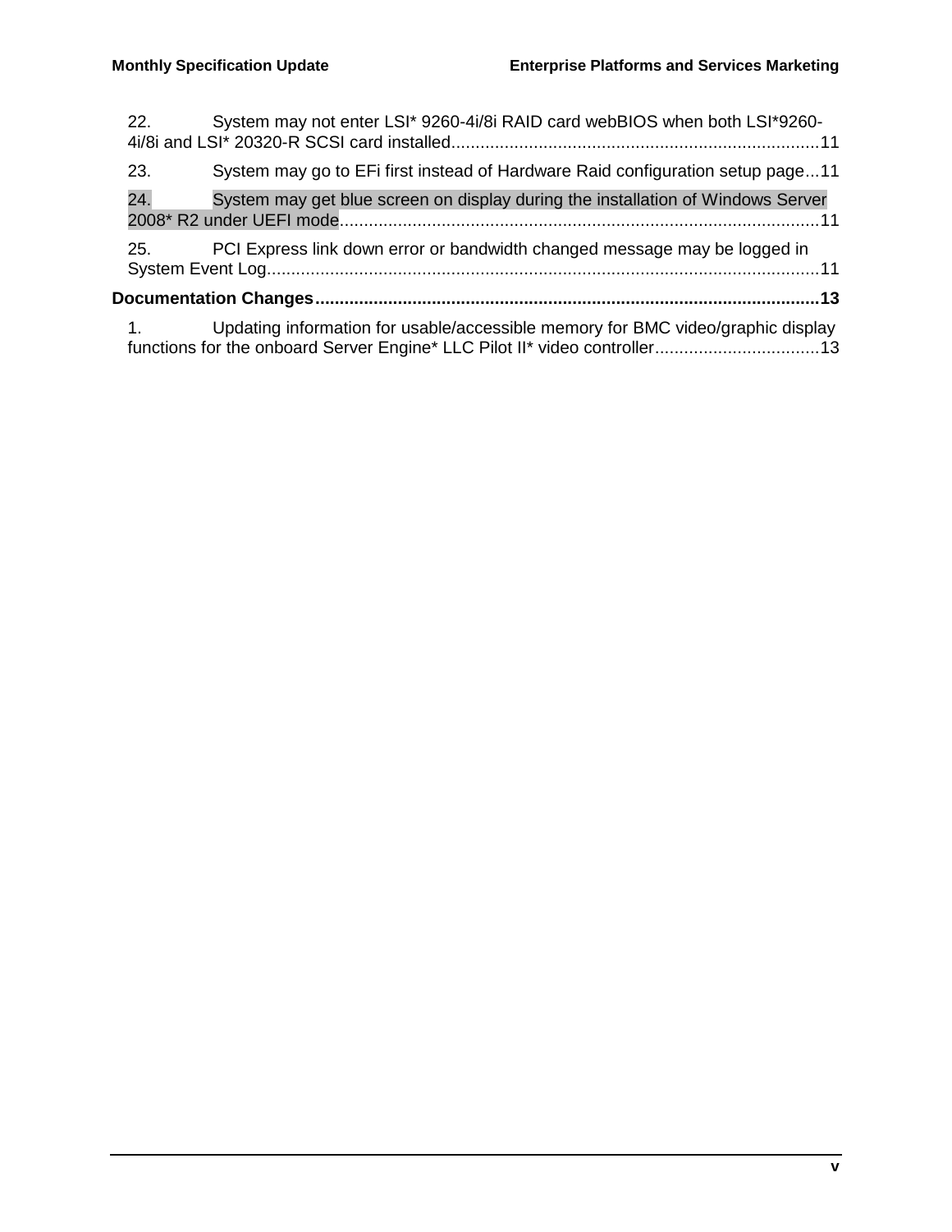22. System may not enter LSI* 9260-4i/8i RAID card webBIOS when both LSI*9260-4i/8i and LSI* 20320-R SCSI card installed..........................................................................11

23. System may go to EFi first instead of Hardware Raid configuration setup page...11

24. System may get blue screen on display during the installation of Windows Server 2008* R2 under UEFI mode..................................................................................................11

25. PCI Express link down error or bandwidth changed message may be logged in System Event Log.................................................................................................................11

**Documentation Changes......................................................................................................13**

1. Updating information for usable/accessible memory for BMC video/graphic display functions for the onboard Server Engine* LLC Pilot II* video controller..................................13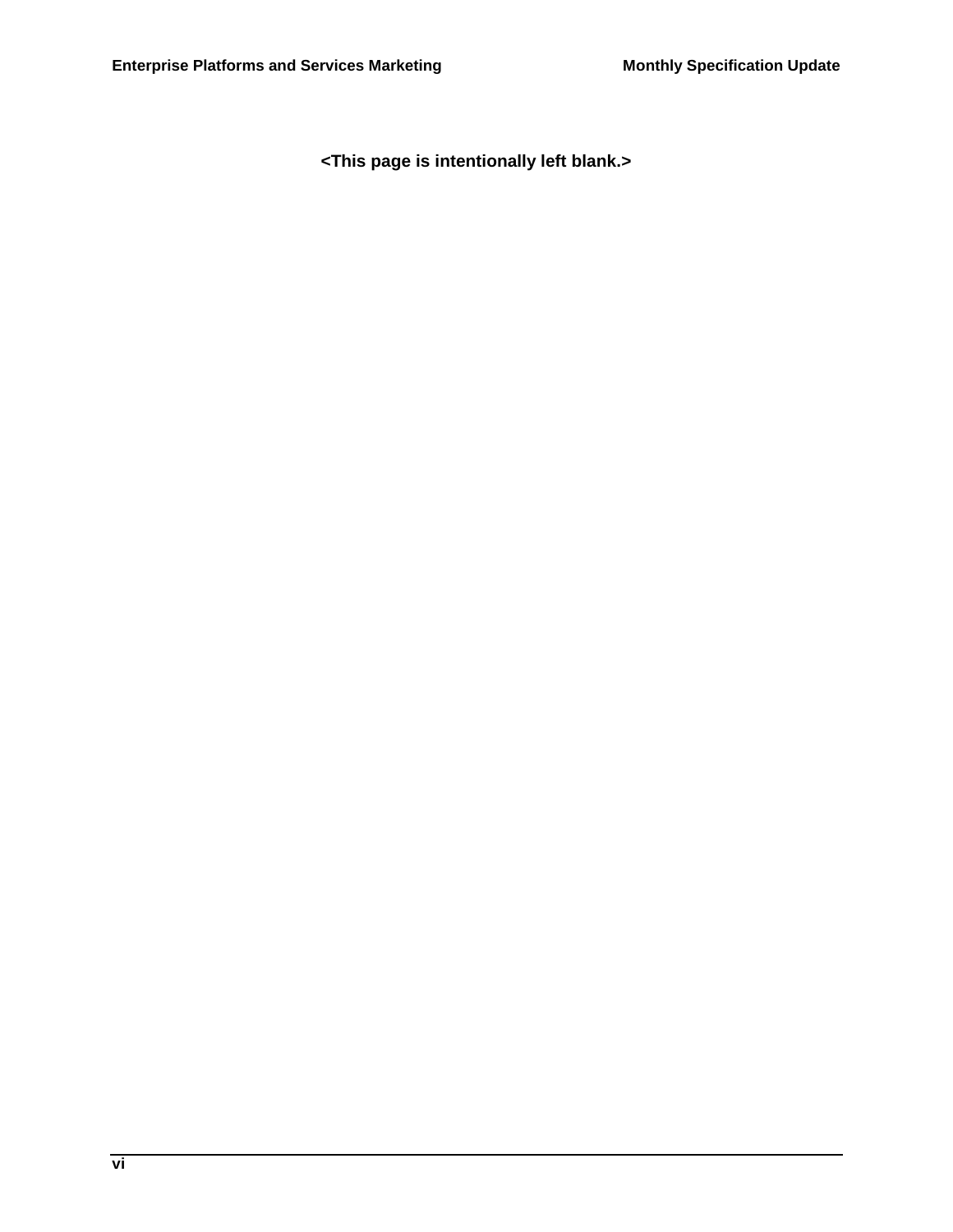**<This page is intentionally left blank.>**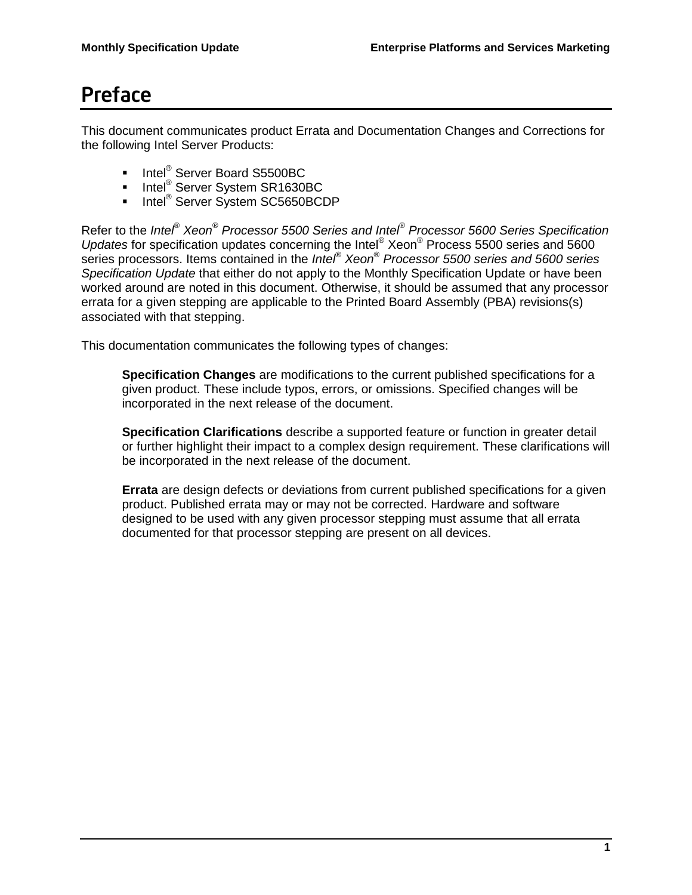# Preface

This document communicates product Errata and Documentation Changes and Corrections for the following Intel Server Products:

- Intel® Server Board S5500BC
- Intel® Server System SR1630BC
- Intel® Server System SC5650BCDP

Refer to the *Intel® Xeon® Processor 5500 Series and Intel® Processor 5600 Series Specification Updates* for specification updates concerning the Intel® Xeon® Process 5500 series and 5600 series processors. Items contained in the *Intel® Xeon® Processor 5500 series and 5600 series Specification Update* that either do not apply to the Monthly Specification Update or have been worked around are noted in this document. Otherwise, it should be assumed that any processor errata for a given stepping are applicable to the Printed Board Assembly (PBA) revisions(s) associated with that stepping.

This documentation communicates the following types of changes:

> **Specification Changes** are modifications to the current published specifications for a given product. These include typos, errors, or omissions. Specified changes will be incorporated in the next release of the document.
>
> **Specification Clarifications** describe a supported feature or function in greater detail or further highlight their impact to a complex design requirement. These clarifications will be incorporated in the next release of the document.
>
> **Errata** are design defects or deviations from current published specifications for a given product. Published errata may or may not be corrected. Hardware and software designed to be used with any given processor stepping must assume that all errata documented for that processor stepping are present on all devices.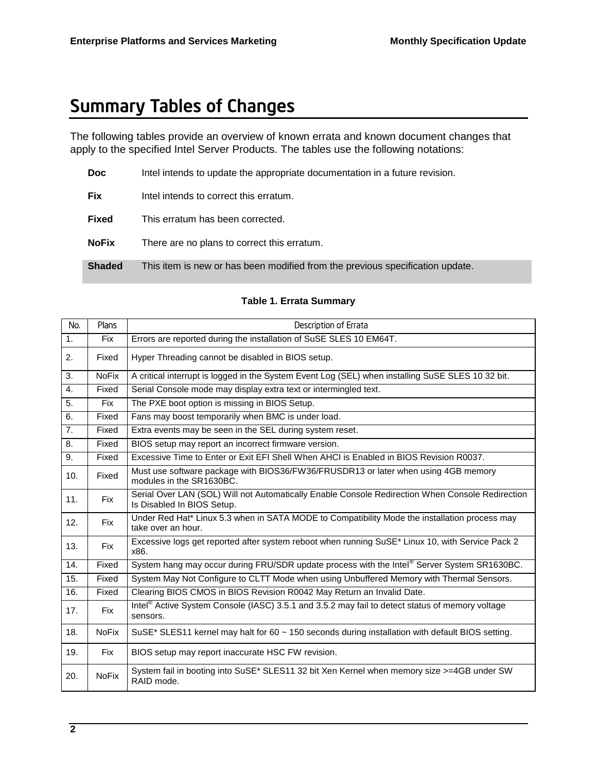# Summary Tables of Changes

The following tables provide an overview of known errata and known document changes that apply to the specified Intel Server Products. The tables use the following notations:

| | |
|---|---|
| **Doc** | Intel intends to update the appropriate documentation in a future revision. |
| **Fix** | Intel intends to correct this erratum. |
| **Fixed** | This erratum has been corrected. |
| **NoFix** | There are no plans to correct this erratum. |
| **Shaded** | This item is new or has been modified from the previous specification update. |

**Table 1. Errata Summary**

| No. | Plans | Description of Errata |
|---|---|---|
| 1. | Fix | Errors are reported during the installation of SuSE SLES 10 EM64T. |
| 2. | Fixed | Hyper Threading cannot be disabled in BIOS setup. |
| 3. | NoFix | A critical interrupt is logged in the System Event Log (SEL) when installing SuSE SLES 10 32 bit. |
| 4. | Fixed | Serial Console mode may display extra text or intermingled text. |
| 5. | Fix | The PXE boot option is missing in BIOS Setup. |
| 6. | Fixed | Fans may boost temporarily when BMC is under load. |
| 7. | Fixed | Extra events may be seen in the SEL during system reset. |
| 8. | Fixed | BIOS setup may report an incorrect firmware version. |
| 9. | Fixed | Excessive Time to Enter or Exit EFI Shell When AHCI is Enabled in BIOS Revision R0037. |
| 10. | Fixed | Must use software package with BIOS36/FW36/FRUSDR13 or later when using 4GB memory modules in the SR1630BC. |
| 11. | Fix | Serial Over LAN (SOL) Will not Automatically Enable Console Redirection When Console Redirection Is Disabled In BIOS Setup. |
| 12. | Fix | Under Red Hat* Linux 5.3 when in SATA MODE to Compatibility Mode the installation process may take over an hour. |
| 13. | Fix | Excessive logs get reported after system reboot when running SuSE* Linux 10, with Service Pack 2 x86. |
| 14. | Fixed | System hang may occur during FRU/SDR update process with the Intel® Server System SR1630BC. |
| 15. | Fixed | System May Not Configure to CLTT Mode when using Unbuffered Memory with Thermal Sensors. |
| 16. | Fixed | Clearing BIOS CMOS in BIOS Revision R0042 May Return an Invalid Date. |
| 17. | Fix | Intel® Active System Console (IASC) 3.5.1 and 3.5.2 may fail to detect status of memory voltage sensors. |
| 18. | NoFix | SuSE* SLES11 kernel may halt for 60 ~ 150 seconds during installation with default BIOS setting. |
| 19. | Fix | BIOS setup may report inaccurate HSC FW revision. |
| 20. | NoFix | System fail in booting into SuSE* SLES11 32 bit Xen Kernel when memory size >=4GB under SW RAID mode. |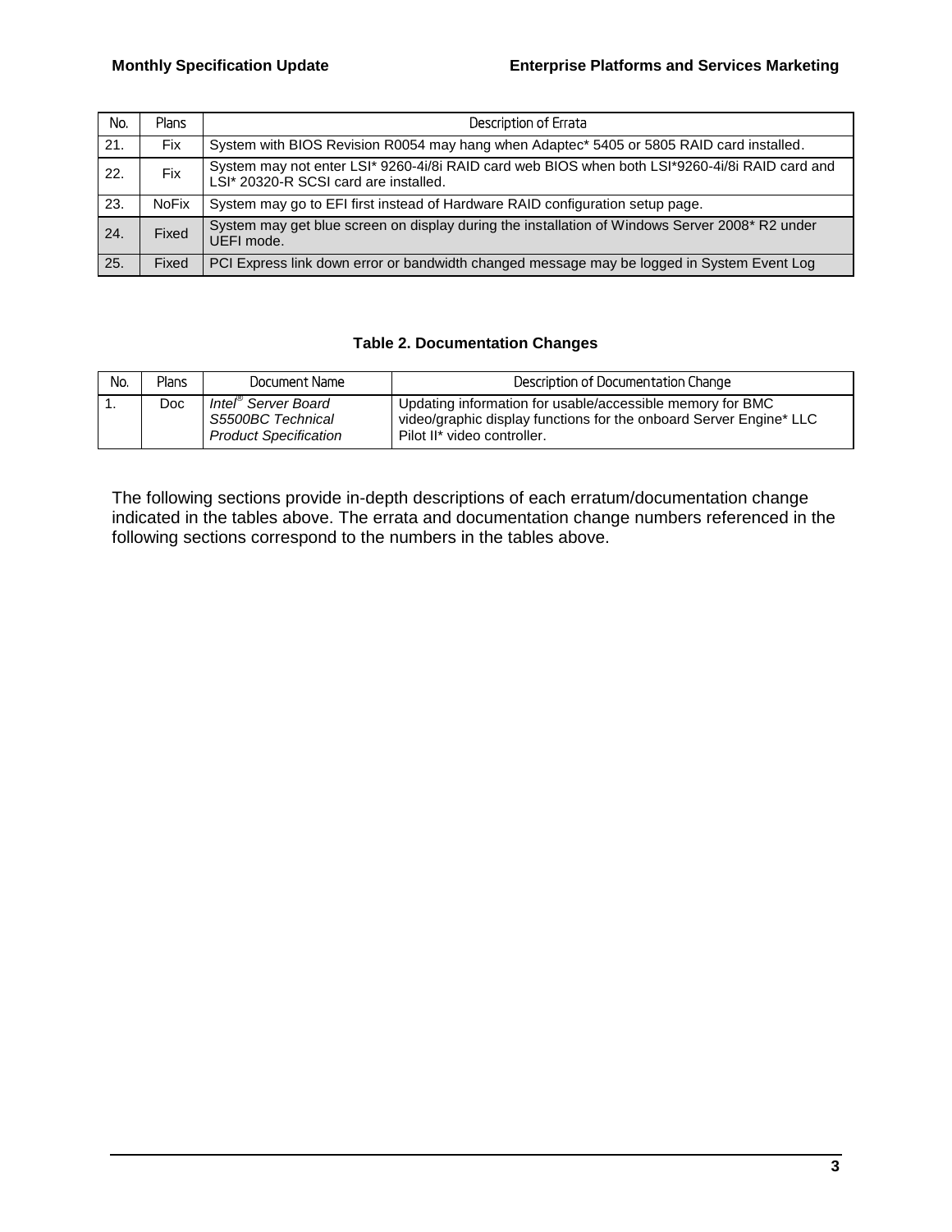| No. | Plans | Description of Errata |
|---|---|---|
| 21. | Fix | System with BIOS Revision R0054 may hang when Adaptec* 5405 or 5805 RAID card installed. |
| 22. | Fix | System may not enter LSI* 9260-4i/8i RAID card web BIOS when both LSI*9260-4i/8i RAID card and LSI* 20320-R SCSI card are installed. |
| 23. | NoFix | System may go to EFI first instead of Hardware RAID configuration setup page. |
| 24. | Fixed | System may get blue screen on display during the installation of Windows Server 2008* R2 under UEFI mode. |
| 25. | Fixed | PCI Express link down error or bandwidth changed message may be logged in System Event Log |

**Table 2. Documentation Changes**

| No. | Plans | Document Name | Description of Documentation Change |
|---|---|---|---|
| 1. | Doc | *Intel® Server Board S5500BC Technical Product Specification* | Updating information for usable/accessible memory for BMC video/graphic display functions for the onboard Server Engine* LLC Pilot II* video controller. |

The following sections provide in-depth descriptions of each erratum/documentation change indicated in the tables above. The errata and documentation change numbers referenced in the following sections correspond to the numbers in the tables above.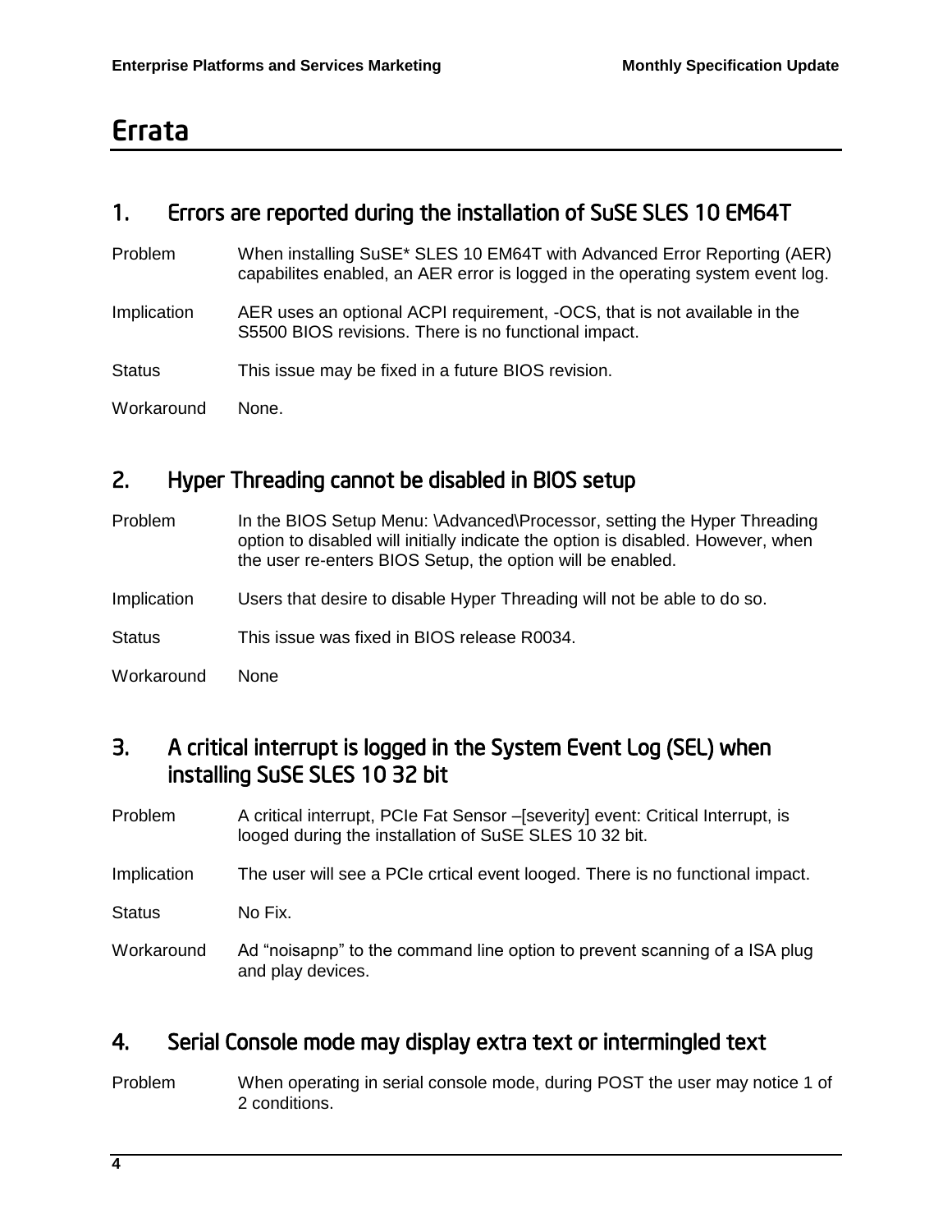# Errata

## 1. Errors are reported during the installation of SuSE SLES 10 EM64T

| | |
|---|---|
| Problem | When installing SuSE* SLES 10 EM64T with Advanced Error Reporting (AER) capabilites enabled, an AER error is logged in the operating system event log. |
| Implication | AER uses an optional ACPI requirement, -OCS, that is not available in the S5500 BIOS revisions. There is no functional impact. |
| Status | This issue may be fixed in a future BIOS revision. |
| Workaround | None. |

## 2. Hyper Threading cannot be disabled in BIOS setup

| | |
|---|---|
| Problem | In the BIOS Setup Menu: \Advanced\Processor, setting the Hyper Threading option to disabled will initially indicate the option is disabled. However, when the user re-enters BIOS Setup, the option will be enabled. |
| Implication | Users that desire to disable Hyper Threading will not be able to do so. |
| Status | This issue was fixed in BIOS release R0034. |
| Workaround | None |

## 3. A critical interrupt is logged in the System Event Log (SEL) when installing SuSE SLES 10 32 bit

| | |
|---|---|
| Problem | A critical interrupt, PCIe Fat Sensor –[severity] event: Critical Interrupt, is looged during the installation of SuSE SLES 10 32 bit. |
| Implication | The user will see a PCIe crtical event looged. There is no functional impact. |
| Status | No Fix. |
| Workaround | Ad “noisapnp” to the command line option to prevent scanning of a ISA plug and play devices. |

## 4. Serial Console mode may display extra text or intermingled text

| | |
|---|---|
| Problem | When operating in serial console mode, during POST the user may notice 1 of 2 conditions. |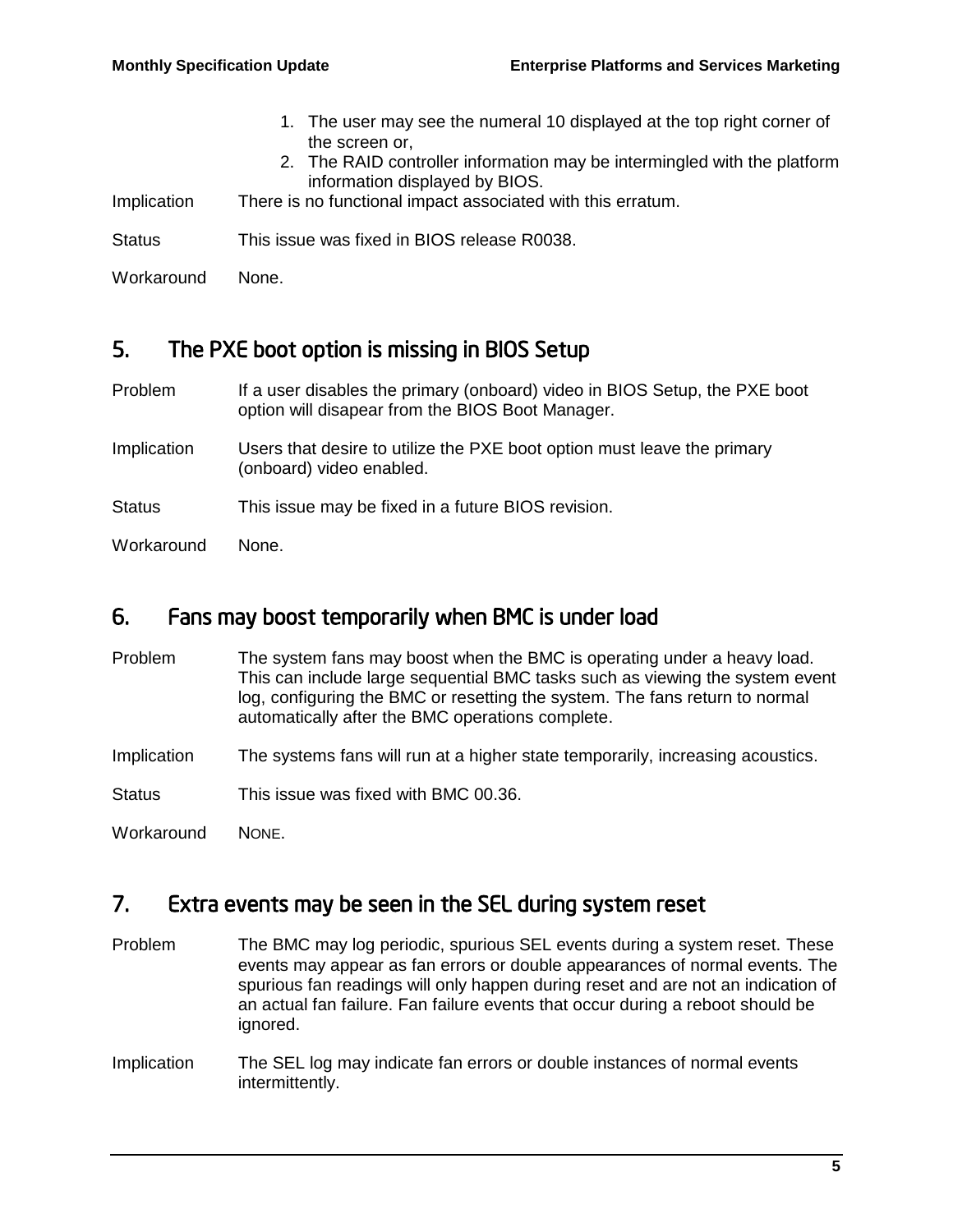1. The user may see the numeral 10 displayed at the top right corner of the screen or,
2. The RAID controller information may be intermingled with the platform information displayed by BIOS.

Implication There is no functional impact associated with this erratum.

Status This issue was fixed in BIOS release R0038.

Workaround None.

## 5. The PXE boot option is missing in BIOS Setup

Problem If a user disables the primary (onboard) video in BIOS Setup, the PXE boot option will disapear from the BIOS Boot Manager.

Implication Users that desire to utilize the PXE boot option must leave the primary (onboard) video enabled.

Status This issue may be fixed in a future BIOS revision.

Workaround None.

## 6. Fans may boost temporarily when BMC is under load

Problem The system fans may boost when the BMC is operating under a heavy load. This can include large sequential BMC tasks such as viewing the system event log, configuring the BMC or resetting the system. The fans return to normal automatically after the BMC operations complete.

Implication The systems fans will run at a higher state temporarily, increasing acoustics.

Status This issue was fixed with BMC 00.36.

Workaround NONE.

## 7. Extra events may be seen in the SEL during system reset

Problem The BMC may log periodic, spurious SEL events during a system reset. These events may appear as fan errors or double appearances of normal events. The spurious fan readings will only happen during reset and are not an indication of an actual fan failure. Fan failure events that occur during a reboot should be ignored.

Implication The SEL log may indicate fan errors or double instances of normal events intermittently.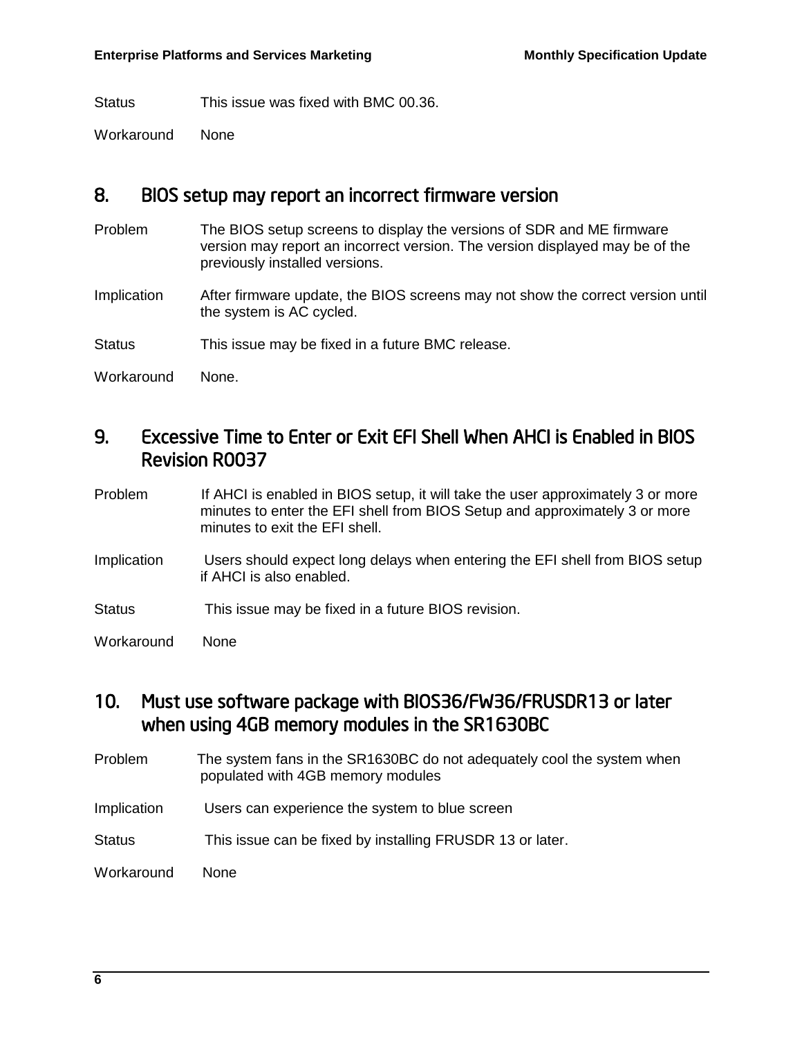Status This issue was fixed with BMC 00.36.

Workaround None

## 8. BIOS setup may report an incorrect firmware version

Problem The BIOS setup screens to display the versions of SDR and ME firmware version may report an incorrect version. The version displayed may be of the previously installed versions.

Implication After firmware update, the BIOS screens may not show the correct version until the system is AC cycled.

Status This issue may be fixed in a future BMC release.

Workaround None.

## 9. Excessive Time to Enter or Exit EFI Shell When AHCI is Enabled in BIOS Revision R0037

Problem If AHCI is enabled in BIOS setup, it will take the user approximately 3 or more minutes to enter the EFI shell from BIOS Setup and approximately 3 or more minutes to exit the EFI shell.

Implication Users should expect long delays when entering the EFI shell from BIOS setup if AHCI is also enabled.

Status This issue may be fixed in a future BIOS revision.

Workaround None

## 10. Must use software package with BIOS36/FW36/FRUSDR13 or later when using 4GB memory modules in the SR1630BC

Problem The system fans in the SR1630BC do not adequately cool the system when populated with 4GB memory modules

Implication Users can experience the system to blue screen

Status This issue can be fixed by installing FRUSDR 13 or later.

Workaround None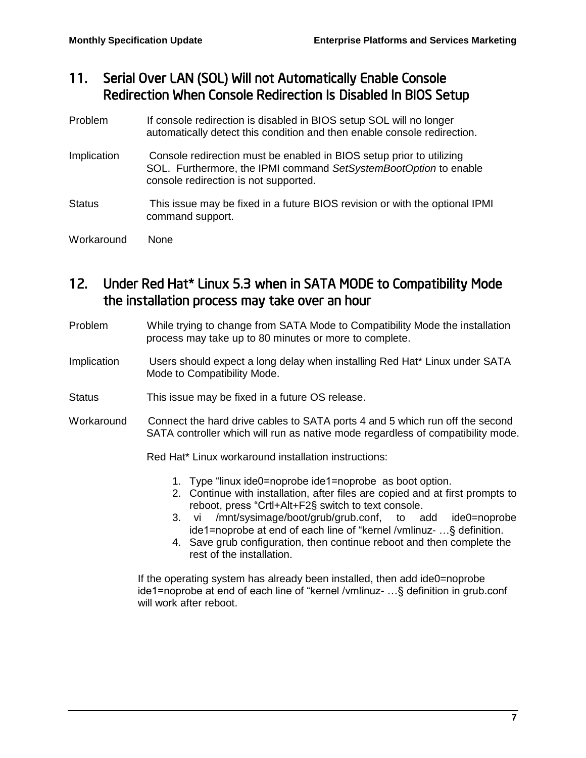## 11. Serial Over LAN (SOL) Will not Automatically Enable Console Redirection When Console Redirection Is Disabled In BIOS Setup

Problem If console redirection is disabled in BIOS setup SOL will no longer automatically detect this condition and then enable console redirection.

Implication Console redirection must be enabled in BIOS setup prior to utilizing SOL. Furthermore, the IPMI command *SetSystemBootOption* to enable console redirection is not supported.

Status This issue may be fixed in a future BIOS revision or with the optional IPMI command support.

Workaround None

## 12. Under Red Hat* Linux 5.3 when in SATA MODE to Compatibility Mode the installation process may take over an hour

Problem While trying to change from SATA Mode to Compatibility Mode the installation process may take up to 80 minutes or more to complete.

Implication Users should expect a long delay when installing Red Hat* Linux under SATA Mode to Compatibility Mode.

Status This issue may be fixed in a future OS release.

Workaround Connect the hard drive cables to SATA ports 4 and 5 which run off the second SATA controller which will run as native mode regardless of compatibility mode.

Red Hat* Linux workaround installation instructions:

1. Type "linux ide0=noprobe ide1=noprobe as boot option.
2. Continue with installation, after files are copied and at first prompts to reboot, press "Crtl+Alt+F2§ switch to text console.
3. vi /mnt/sysimage/boot/grub/grub.conf, to add ide0=noprobe ide1=noprobe at end of each line of "kernel /vmlinuz- …§ definition.
4. Save grub configuration, then continue reboot and then complete the rest of the installation.

If the operating system has already been installed, then add ide0=noprobe ide1=noprobe at end of each line of "kernel /vmlinuz- …§ definition in grub.conf will work after reboot.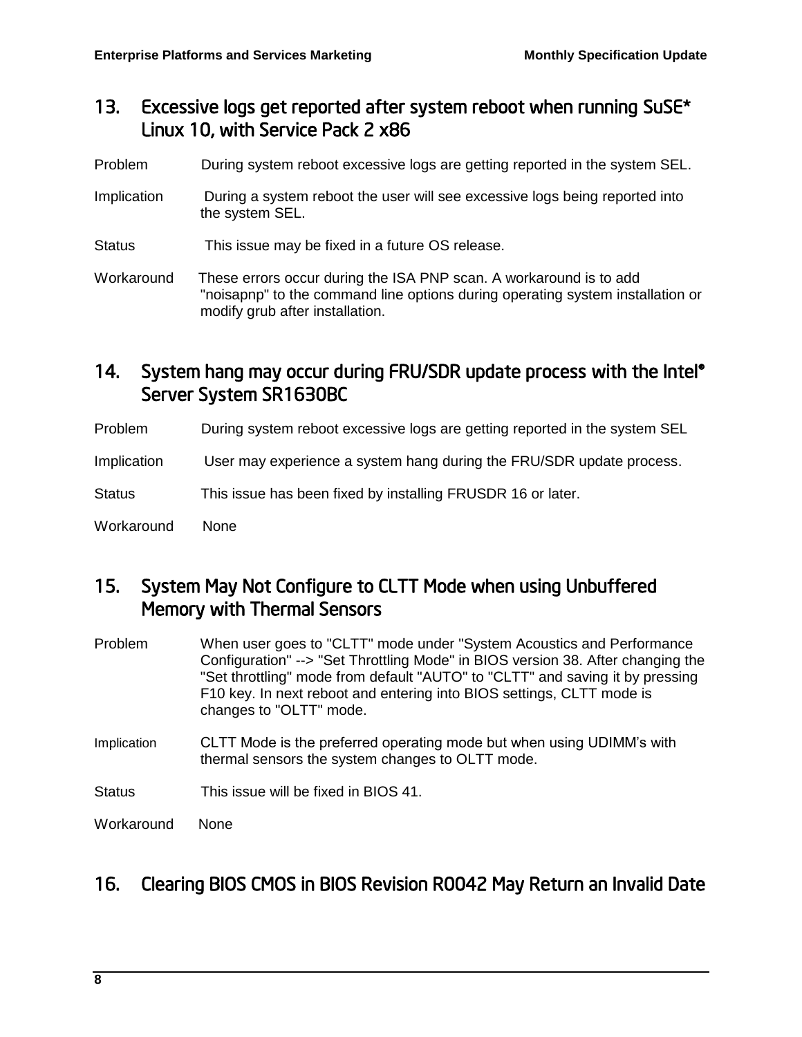## 13. Excessive logs get reported after system reboot when running SuSE* Linux 10, with Service Pack 2 x86

Problem During system reboot excessive logs are getting reported in the system SEL.

Implication During a system reboot the user will see excessive logs being reported into the system SEL.

Status This issue may be fixed in a future OS release.

Workaround These errors occur during the ISA PNP scan. A workaround is to add "noisapnp" to the command line options during operating system installation or modify grub after installation.

## 14. System hang may occur during FRU/SDR update process with the Intel® Server System SR1630BC

Problem During system reboot excessive logs are getting reported in the system SEL

Implication User may experience a system hang during the FRU/SDR update process.

Status This issue has been fixed by installing FRUSDR 16 or later.

Workaround None

## 15. System May Not Configure to CLTT Mode when using Unbuffered Memory with Thermal Sensors

Problem When user goes to "CLTT" mode under "System Acoustics and Performance Configuration" --> "Set Throttling Mode" in BIOS version 38. After changing the "Set throttling" mode from default "AUTO" to "CLTT" and saving it by pressing F10 key. In next reboot and entering into BIOS settings, CLTT mode is changes to "OLTT" mode.

Implication CLTT Mode is the preferred operating mode but when using UDIMM's with thermal sensors the system changes to OLTT mode.

Status This issue will be fixed in BIOS 41.

Workaround None

## 16. Clearing BIOS CMOS in BIOS Revision R0042 May Return an Invalid Date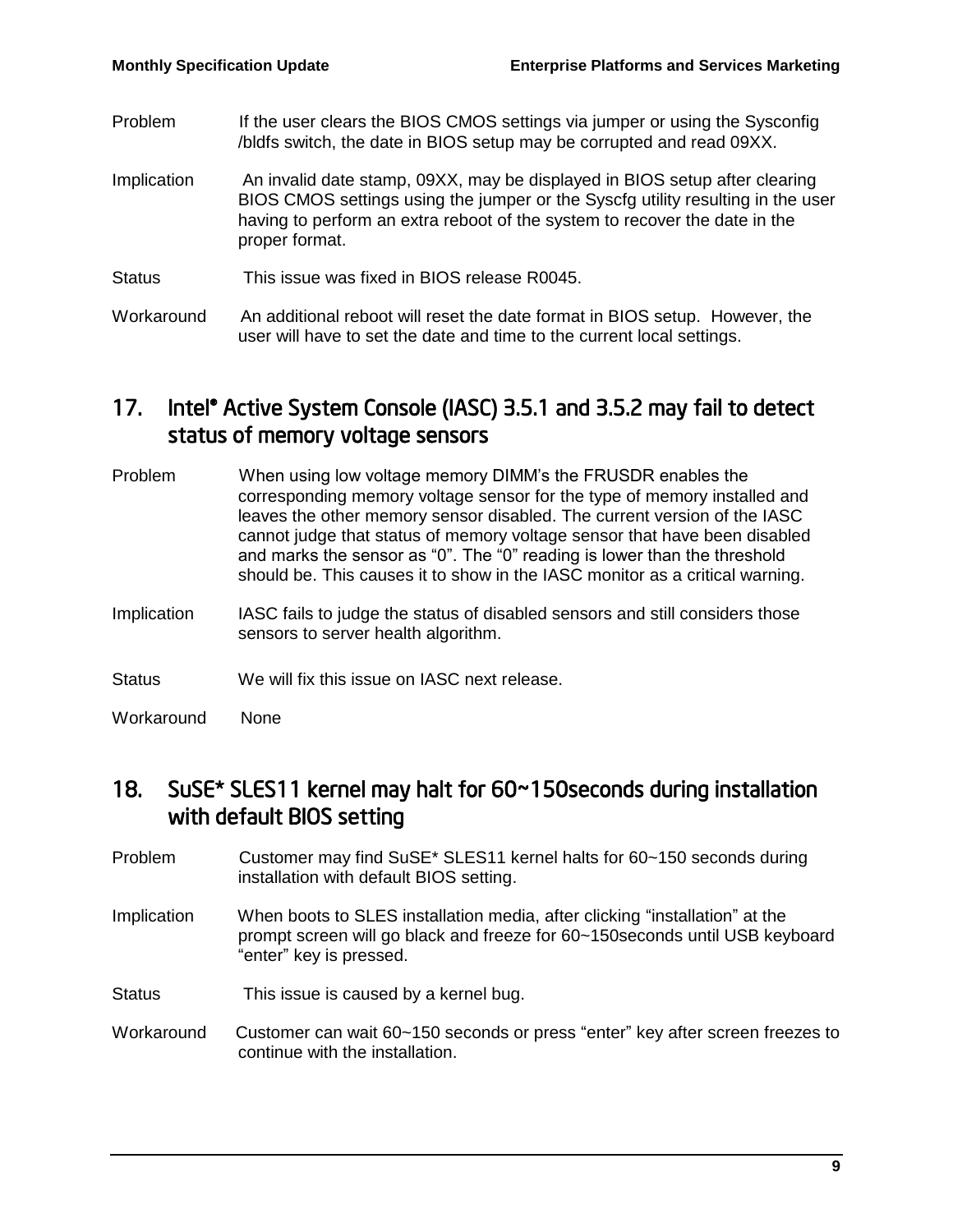Problem If the user clears the BIOS CMOS settings via jumper or using the Sysconfig /bldfs switch, the date in BIOS setup may be corrupted and read 09XX.

Implication An invalid date stamp, 09XX, may be displayed in BIOS setup after clearing BIOS CMOS settings using the jumper or the Syscfg utility resulting in the user having to perform an extra reboot of the system to recover the date in the proper format.

Status This issue was fixed in BIOS release R0045.

Workaround An additional reboot will reset the date format in BIOS setup. However, the user will have to set the date and time to the current local settings.

## 17. Intel® Active System Console (IASC) 3.5.1 and 3.5.2 may fail to detect status of memory voltage sensors

Problem When using low voltage memory DIMM's the FRUSDR enables the corresponding memory voltage sensor for the type of memory installed and leaves the other memory sensor disabled. The current version of the IASC cannot judge that status of memory voltage sensor that have been disabled and marks the sensor as "0". The "0" reading is lower than the threshold should be. This causes it to show in the IASC monitor as a critical warning.

Implication IASC fails to judge the status of disabled sensors and still considers those sensors to server health algorithm.

Status We will fix this issue on IASC next release.

Workaround None

## 18. SuSE* SLES11 kernel may halt for 60~150seconds during installation with default BIOS setting

Problem Customer may find SuSE* SLES11 kernel halts for 60~150 seconds during installation with default BIOS setting.

Implication When boots to SLES installation media, after clicking "installation" at the prompt screen will go black and freeze for 60~150seconds until USB keyboard "enter" key is pressed.

Status This issue is caused by a kernel bug.

Workaround Customer can wait 60~150 seconds or press "enter" key after screen freezes to continue with the installation.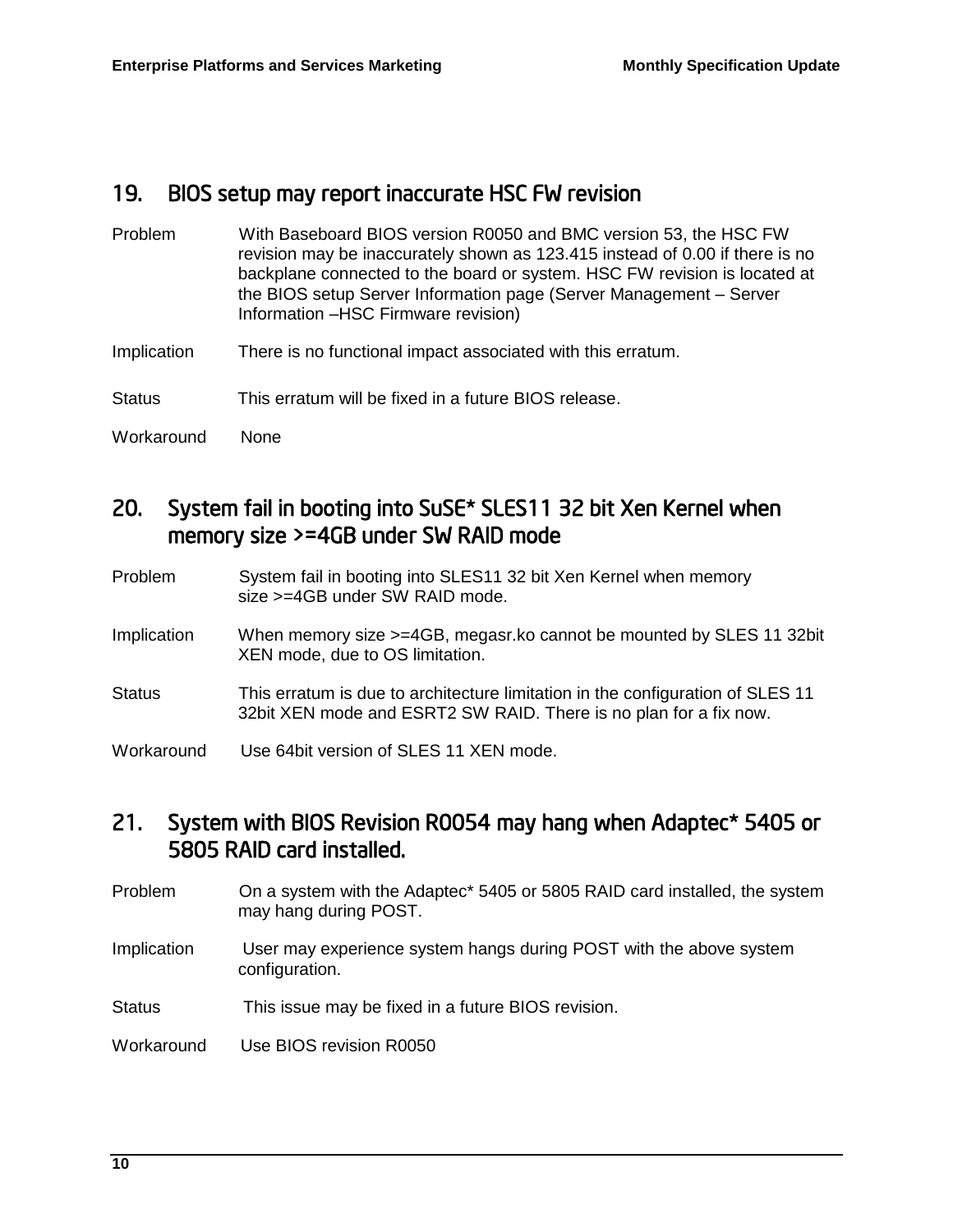## 19. BIOS setup may report inaccurate HSC FW revision

Problem With Baseboard BIOS version R0050 and BMC version 53, the HSC FW revision may be inaccurately shown as 123.415 instead of 0.00 if there is no backplane connected to the board or system. HSC FW revision is located at the BIOS setup Server Information page (Server Management – Server Information –HSC Firmware revision)

Implication There is no functional impact associated with this erratum.

Status This erratum will be fixed in a future BIOS release.

Workaround None

## 20. System fail in booting into SuSE* SLES11 32 bit Xen Kernel when memory size >=4GB under SW RAID mode

Problem System fail in booting into SLES11 32 bit Xen Kernel when memory size >=4GB under SW RAID mode.

Implication When memory size >=4GB, megasr.ko cannot be mounted by SLES 11 32bit XEN mode, due to OS limitation.

Status This erratum is due to architecture limitation in the configuration of SLES 11 32bit XEN mode and ESRT2 SW RAID. There is no plan for a fix now.

Workaround Use 64bit version of SLES 11 XEN mode.

## 21. System with BIOS Revision R0054 may hang when Adaptec* 5405 or 5805 RAID card installed.

Problem On a system with the Adaptec* 5405 or 5805 RAID card installed, the system may hang during POST.

Implication User may experience system hangs during POST with the above system configuration.

Status This issue may be fixed in a future BIOS revision.

Workaround Use BIOS revision R0050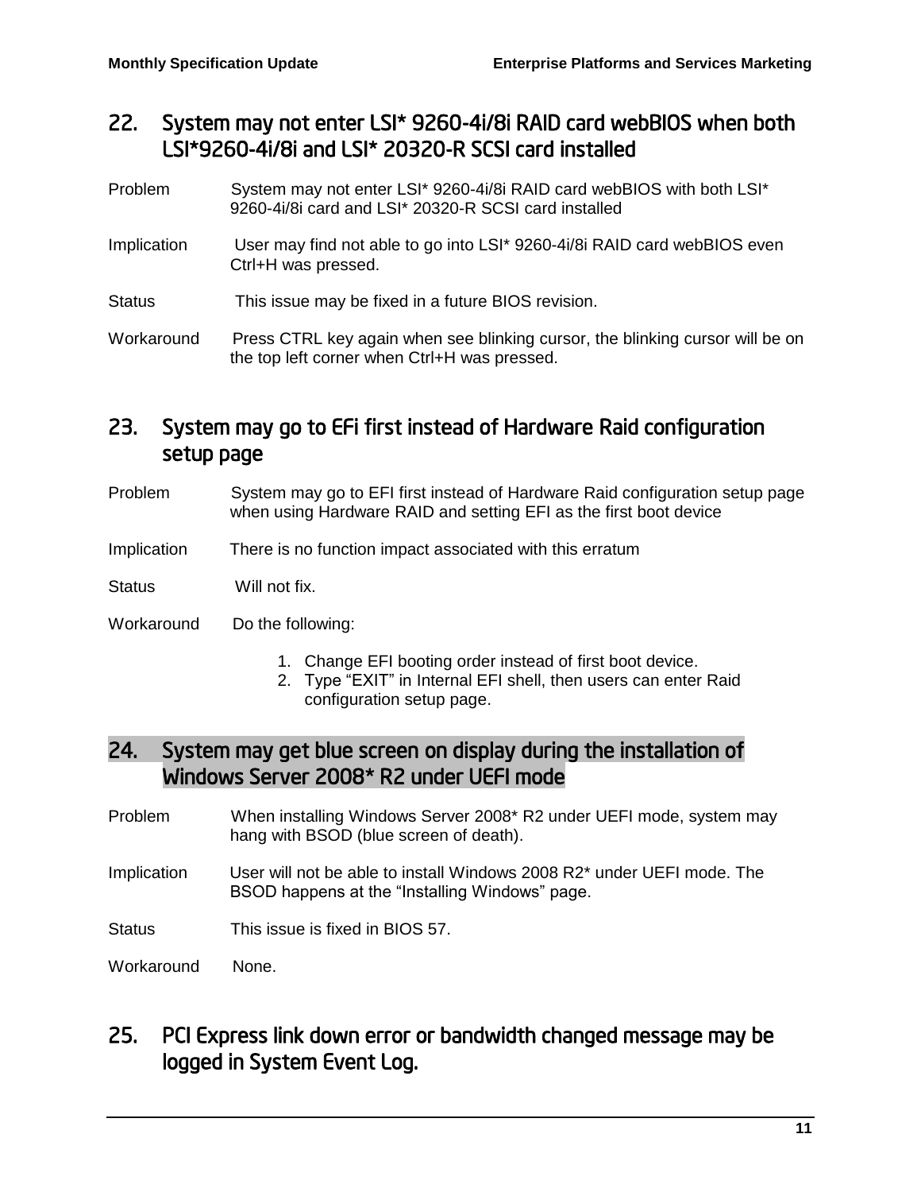## 22. System may not enter LSI* 9260-4i/8i RAID card webBIOS when both LSI*9260-4i/8i and LSI* 20320-R SCSI card installed

Problem System may not enter LSI* 9260-4i/8i RAID card webBIOS with both LSI* 9260-4i/8i card and LSI* 20320-R SCSI card installed

Implication User may find not able to go into LSI* 9260-4i/8i RAID card webBIOS even Ctrl+H was pressed.

Status This issue may be fixed in a future BIOS revision.

Workaround Press CTRL key again when see blinking cursor, the blinking cursor will be on the top left corner when Ctrl+H was pressed.

## 23. System may go to EFi first instead of Hardware Raid configuration setup page

Problem System may go to EFI first instead of Hardware Raid configuration setup page when using Hardware RAID and setting EFI as the first boot device

Implication There is no function impact associated with this erratum

Status Will not fix.

Workaround Do the following:

1. Change EFI booting order instead of first boot device.
2. Type "EXIT" in Internal EFI shell, then users can enter Raid configuration setup page.

## 24. System may get blue screen on display during the installation of Windows Server 2008* R2 under UEFI mode

Problem When installing Windows Server 2008* R2 under UEFI mode, system may hang with BSOD (blue screen of death).

Implication User will not be able to install Windows 2008 R2* under UEFI mode. The BSOD happens at the "Installing Windows" page.

Status This issue is fixed in BIOS 57.

Workaround None.

## 25. PCI Express link down error or bandwidth changed message may be logged in System Event Log.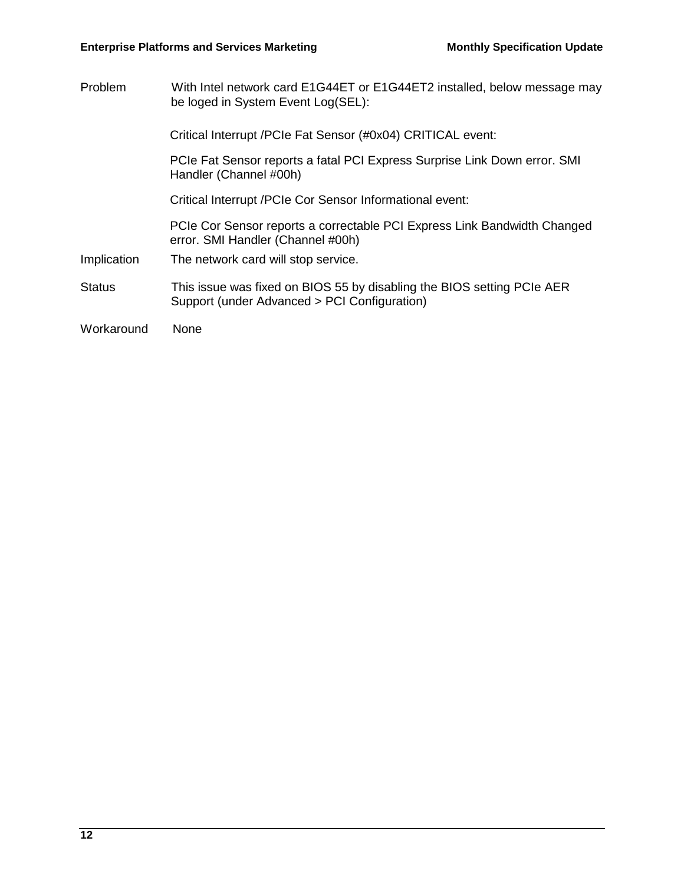Problem With Intel network card E1G44ET or E1G44ET2 installed, below message may be loged in System Event Log(SEL):

Critical Interrupt /PCIe Fat Sensor (#0x04) CRITICAL event:

PCIe Fat Sensor reports a fatal PCI Express Surprise Link Down error. SMI Handler (Channel #00h)

Critical Interrupt /PCIe Cor Sensor Informational event:

PCIe Cor Sensor reports a correctable PCI Express Link Bandwidth Changed error. SMI Handler (Channel #00h)

Implication The network card will stop service.

Status This issue was fixed on BIOS 55 by disabling the BIOS setting PCIe AER Support (under Advanced > PCI Configuration)

Workaround None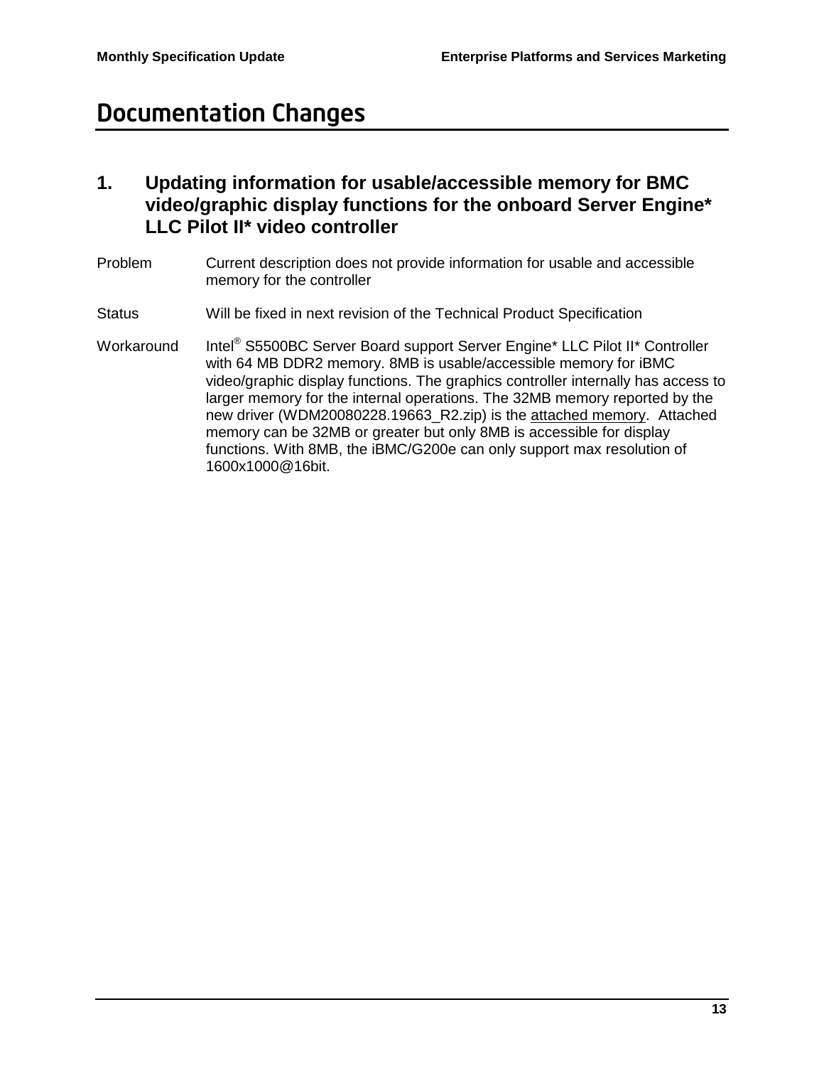# Documentation Changes

## 1. Updating information for usable/accessible memory for BMC video/graphic display functions for the onboard Server Engine* LLC Pilot II* video controller

Problem — Current description does not provide information for usable and accessible memory for the controller

Status — Will be fixed in next revision of the Technical Product Specification

Workaround — Intel® S5500BC Server Board support Server Engine* LLC Pilot II* Controller with 64 MB DDR2 memory. 8MB is usable/accessible memory for iBMC video/graphic display functions. The graphics controller internally has access to larger memory for the internal operations. The 32MB memory reported by the new driver (WDM20080228.19663_R2.zip) is the attached memory. Attached memory can be 32MB or greater but only 8MB is accessible for display functions. With 8MB, the iBMC/G200e can only support max resolution of 1600x1000@16bit.